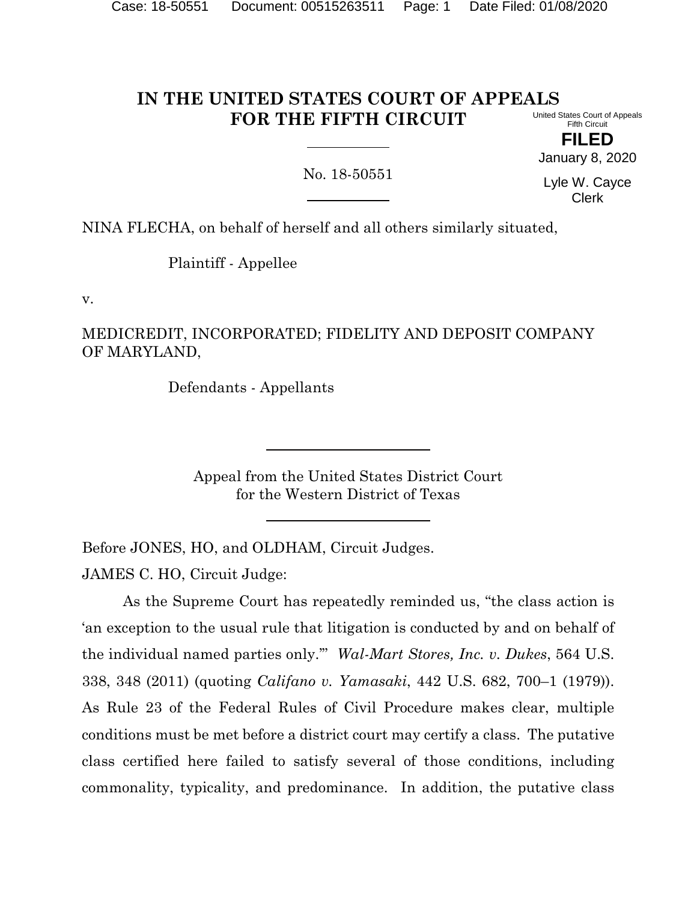# IN THE UNITED STATES COURT OF APPEALS FOR THE FIFTH CIRCUIT

United States Court of Appeals
Fifth Circuit

**FILED**

January 8, 2020

Lyle W. Cayce
Clerk

No. 18-50551

NINA FLECHA, on behalf of herself and all others similarly situated,

Plaintiff - Appellee

v.

MEDICREDIT, INCORPORATED; FIDELITY AND DEPOSIT COMPANY OF MARYLAND,

Defendants - Appellants

Appeal from the United States District Court
for the Western District of Texas

Before JONES, HO, and OLDHAM, Circuit Judges.

JAMES C. HO, Circuit Judge:

As the Supreme Court has repeatedly reminded us, "the class action is 'an exception to the usual rule that litigation is conducted by and on behalf of the individual named parties only.'" *Wal-Mart Stores, Inc. v. Dukes*, 564 U.S. 338, 348 (2011) (quoting *Califano v. Yamasaki*, 442 U.S. 682, 700–1 (1979)). As Rule 23 of the Federal Rules of Civil Procedure makes clear, multiple conditions must be met before a district court may certify a class. The putative class certified here failed to satisfy several of those conditions, including commonality, typicality, and predominance. In addition, the putative class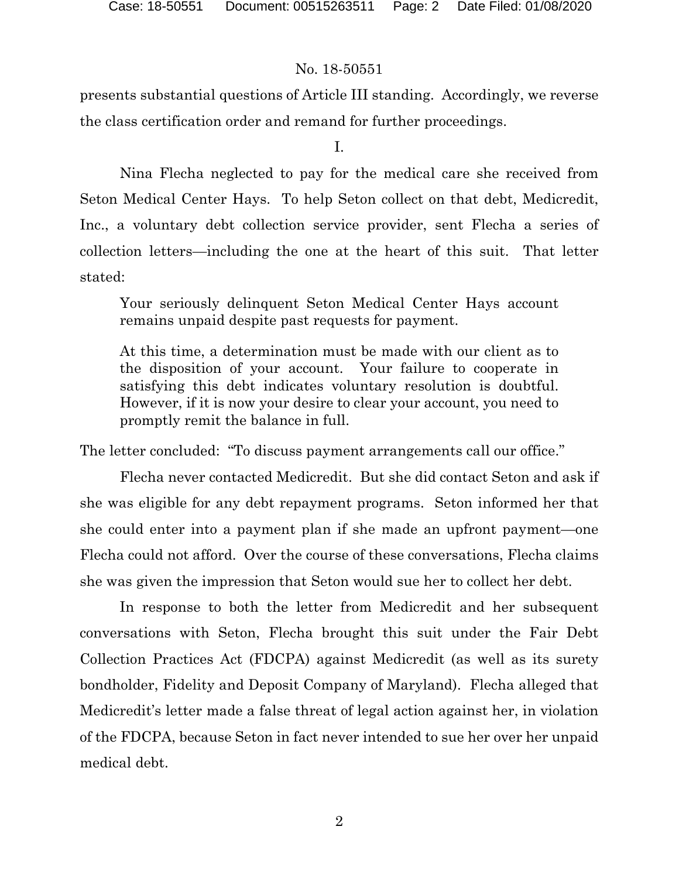presents substantial questions of Article III standing. Accordingly, we reverse the class certification order and remand for further proceedings.

I.

Nina Flecha neglected to pay for the medical care she received from Seton Medical Center Hays. To help Seton collect on that debt, Medicredit, Inc., a voluntary debt collection service provider, sent Flecha a series of collection letters—including the one at the heart of this suit. That letter stated:

> Your seriously delinquent Seton Medical Center Hays account remains unpaid despite past requests for payment.
>
> At this time, a determination must be made with our client as to the disposition of your account. Your failure to cooperate in satisfying this debt indicates voluntary resolution is doubtful. However, if it is now your desire to clear your account, you need to promptly remit the balance in full.

The letter concluded: "To discuss payment arrangements call our office."

Flecha never contacted Medicredit. But she did contact Seton and ask if she was eligible for any debt repayment programs. Seton informed her that she could enter into a payment plan if she made an upfront payment—one Flecha could not afford. Over the course of these conversations, Flecha claims she was given the impression that Seton would sue her to collect her debt.

In response to both the letter from Medicredit and her subsequent conversations with Seton, Flecha brought this suit under the Fair Debt Collection Practices Act (FDCPA) against Medicredit (as well as its surety bondholder, Fidelity and Deposit Company of Maryland). Flecha alleged that Medicredit's letter made a false threat of legal action against her, in violation of the FDCPA, because Seton in fact never intended to sue her over her unpaid medical debt.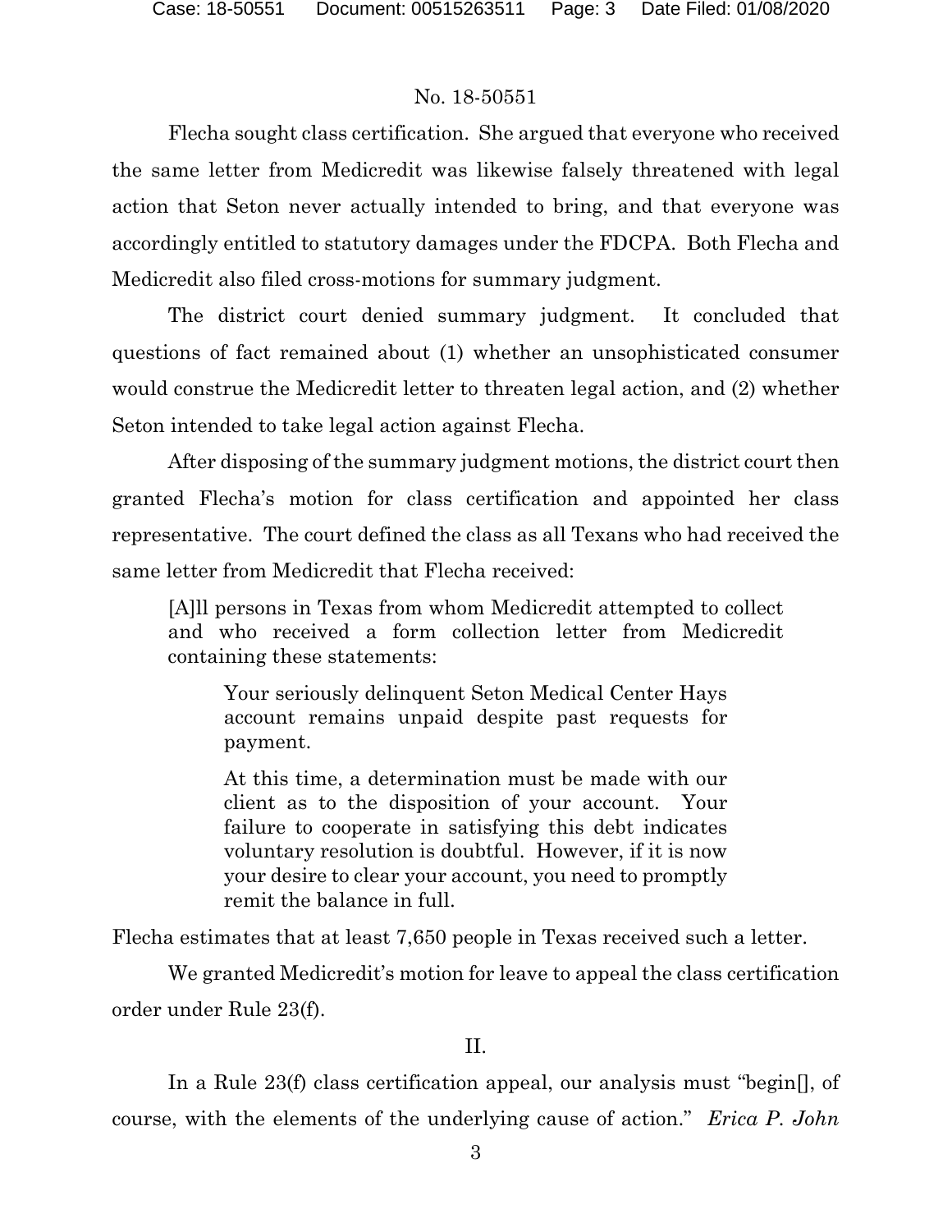Flecha sought class certification. She argued that everyone who received the same letter from Medicredit was likewise falsely threatened with legal action that Seton never actually intended to bring, and that everyone was accordingly entitled to statutory damages under the FDCPA. Both Flecha and Medicredit also filed cross-motions for summary judgment.

The district court denied summary judgment. It concluded that questions of fact remained about (1) whether an unsophisticated consumer would construe the Medicredit letter to threaten legal action, and (2) whether Seton intended to take legal action against Flecha.

After disposing of the summary judgment motions, the district court then granted Flecha's motion for class certification and appointed her class representative. The court defined the class as all Texans who had received the same letter from Medicredit that Flecha received:

> [A]ll persons in Texas from whom Medicredit attempted to collect and who received a form collection letter from Medicredit containing these statements:
>
> > Your seriously delinquent Seton Medical Center Hays account remains unpaid despite past requests for payment.
> >
> > At this time, a determination must be made with our client as to the disposition of your account. Your failure to cooperate in satisfying this debt indicates voluntary resolution is doubtful. However, if it is now your desire to clear your account, you need to promptly remit the balance in full.

Flecha estimates that at least 7,650 people in Texas received such a letter.

We granted Medicredit's motion for leave to appeal the class certification order under Rule 23(f).

## II.

In a Rule 23(f) class certification appeal, our analysis must "begin[], of course, with the elements of the underlying cause of action." *Erica P. John*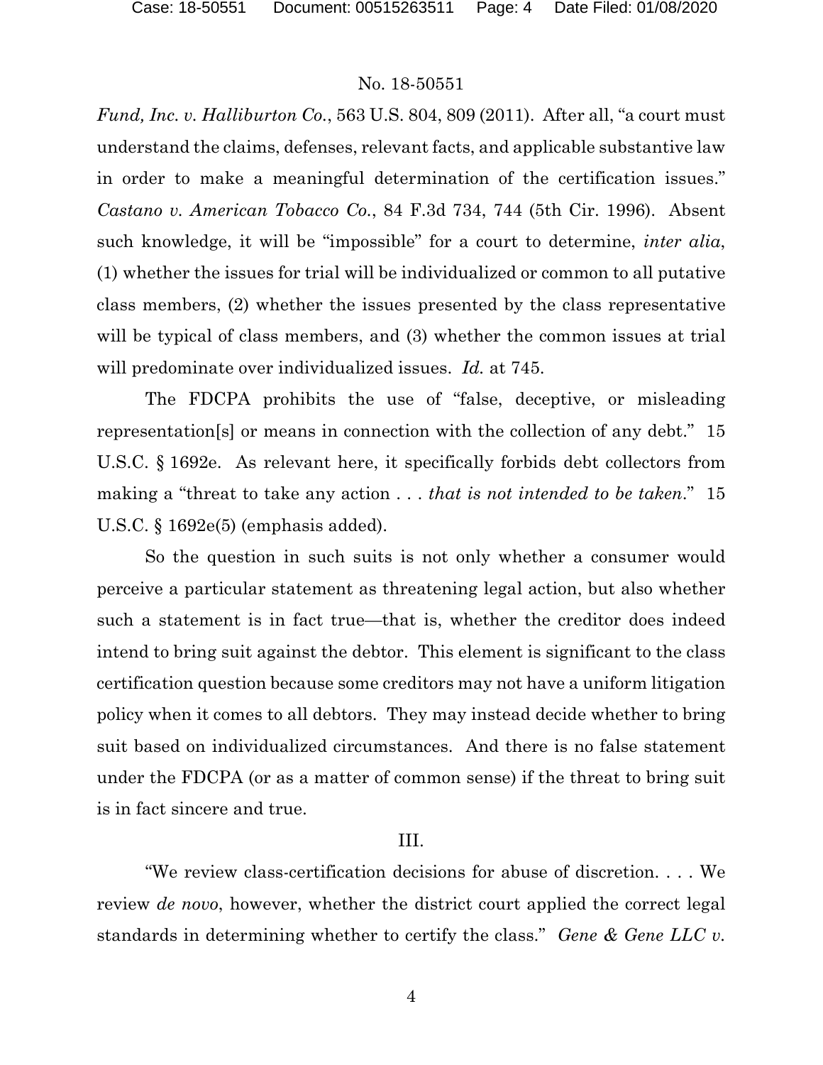*Fund, Inc. v. Halliburton Co.*, 563 U.S. 804, 809 (2011). After all, "a court must understand the claims, defenses, relevant facts, and applicable substantive law in order to make a meaningful determination of the certification issues." *Castano v. American Tobacco Co.*, 84 F.3d 734, 744 (5th Cir. 1996). Absent such knowledge, it will be "impossible" for a court to determine, *inter alia*, (1) whether the issues for trial will be individualized or common to all putative class members, (2) whether the issues presented by the class representative will be typical of class members, and (3) whether the common issues at trial will predominate over individualized issues. *Id.* at 745.

The FDCPA prohibits the use of "false, deceptive, or misleading representation[s] or means in connection with the collection of any debt." 15 U.S.C. § 1692e. As relevant here, it specifically forbids debt collectors from making a "threat to take any action . . . *that is not intended to be taken*." 15 U.S.C. § 1692e(5) (emphasis added).

So the question in such suits is not only whether a consumer would perceive a particular statement as threatening legal action, but also whether such a statement is in fact true—that is, whether the creditor does indeed intend to bring suit against the debtor. This element is significant to the class certification question because some creditors may not have a uniform litigation policy when it comes to all debtors. They may instead decide whether to bring suit based on individualized circumstances. And there is no false statement under the FDCPA (or as a matter of common sense) if the threat to bring suit is in fact sincere and true.

## III.

"We review class-certification decisions for abuse of discretion. . . . We review *de novo*, however, whether the district court applied the correct legal standards in determining whether to certify the class." *Gene & Gene LLC v.*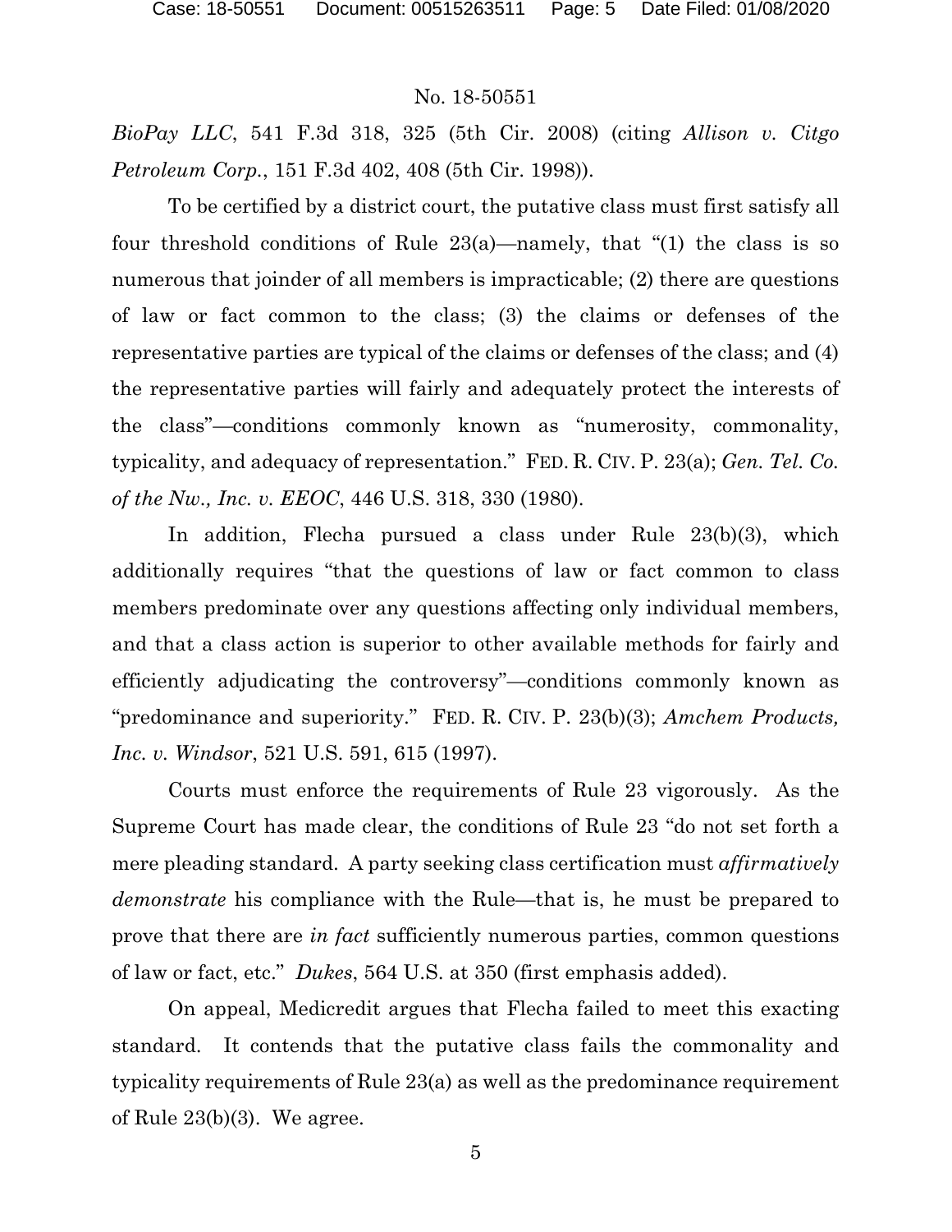*BioPay LLC*, 541 F.3d 318, 325 (5th Cir. 2008) (citing *Allison v. Citgo Petroleum Corp.*, 151 F.3d 402, 408 (5th Cir. 1998)).

To be certified by a district court, the putative class must first satisfy all four threshold conditions of Rule 23(a)—namely, that "(1) the class is so numerous that joinder of all members is impracticable; (2) there are questions of law or fact common to the class; (3) the claims or defenses of the representative parties are typical of the claims or defenses of the class; and (4) the representative parties will fairly and adequately protect the interests of the class"—conditions commonly known as "numerosity, commonality, typicality, and adequacy of representation." FED. R. CIV. P. 23(a); *Gen. Tel. Co. of the Nw., Inc. v. EEOC*, 446 U.S. 318, 330 (1980).

In addition, Flecha pursued a class under Rule 23(b)(3), which additionally requires "that the questions of law or fact common to class members predominate over any questions affecting only individual members, and that a class action is superior to other available methods for fairly and efficiently adjudicating the controversy"—conditions commonly known as "predominance and superiority." FED. R. CIV. P. 23(b)(3); *Amchem Products, Inc. v. Windsor*, 521 U.S. 591, 615 (1997).

Courts must enforce the requirements of Rule 23 vigorously. As the Supreme Court has made clear, the conditions of Rule 23 "do not set forth a mere pleading standard. A party seeking class certification must *affirmatively demonstrate* his compliance with the Rule—that is, he must be prepared to prove that there are *in fact* sufficiently numerous parties, common questions of law or fact, etc." *Dukes*, 564 U.S. at 350 (first emphasis added).

On appeal, Medicredit argues that Flecha failed to meet this exacting standard. It contends that the putative class fails the commonality and typicality requirements of Rule 23(a) as well as the predominance requirement of Rule 23(b)(3). We agree.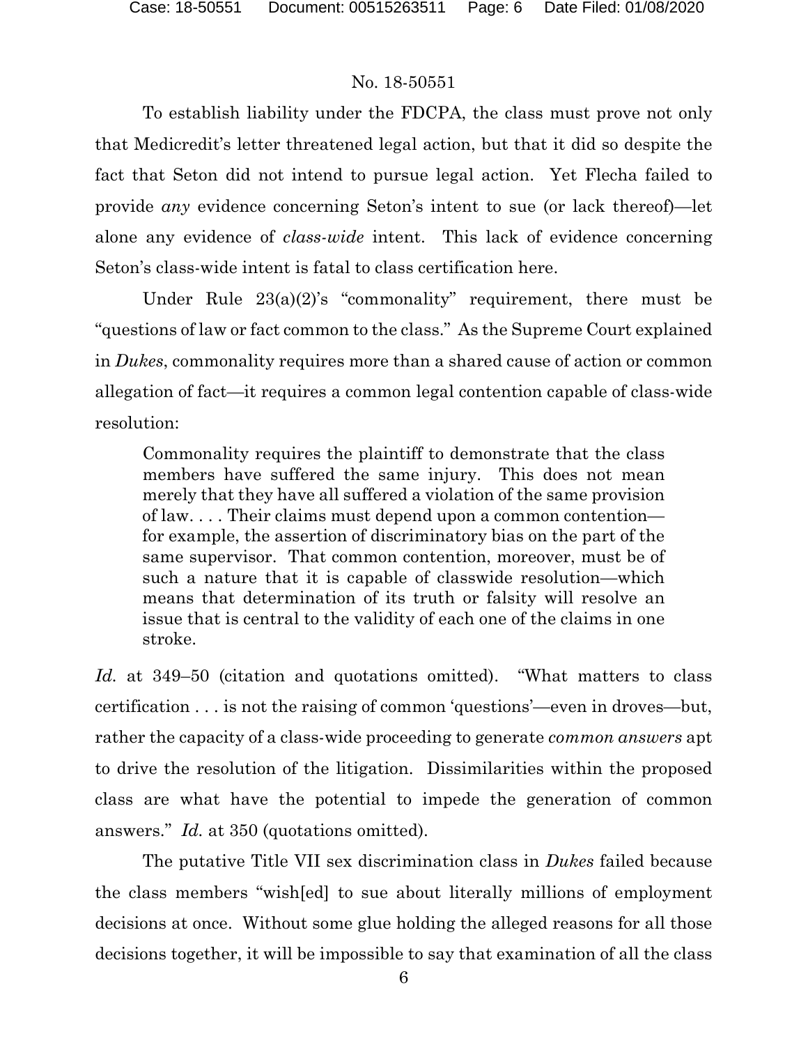To establish liability under the FDCPA, the class must prove not only that Medicredit's letter threatened legal action, but that it did so despite the fact that Seton did not intend to pursue legal action. Yet Flecha failed to provide *any* evidence concerning Seton's intent to sue (or lack thereof)—let alone any evidence of *class-wide* intent. This lack of evidence concerning Seton's class-wide intent is fatal to class certification here.

Under Rule 23(a)(2)'s "commonality" requirement, there must be "questions of law or fact common to the class." As the Supreme Court explained in *Dukes*, commonality requires more than a shared cause of action or common allegation of fact—it requires a common legal contention capable of class-wide resolution:

> Commonality requires the plaintiff to demonstrate that the class members have suffered the same injury. This does not mean merely that they have all suffered a violation of the same provision of law. . . . Their claims must depend upon a common contention—for example, the assertion of discriminatory bias on the part of the same supervisor. That common contention, moreover, must be of such a nature that it is capable of classwide resolution—which means that determination of its truth or falsity will resolve an issue that is central to the validity of each one of the claims in one stroke.

*Id.* at 349–50 (citation and quotations omitted). "What matters to class certification . . . is not the raising of common 'questions'—even in droves—but, rather the capacity of a class-wide proceeding to generate *common answers* apt to drive the resolution of the litigation. Dissimilarities within the proposed class are what have the potential to impede the generation of common answers." *Id.* at 350 (quotations omitted).

The putative Title VII sex discrimination class in *Dukes* failed because the class members "wish[ed] to sue about literally millions of employment decisions at once. Without some glue holding the alleged reasons for all those decisions together, it will be impossible to say that examination of all the class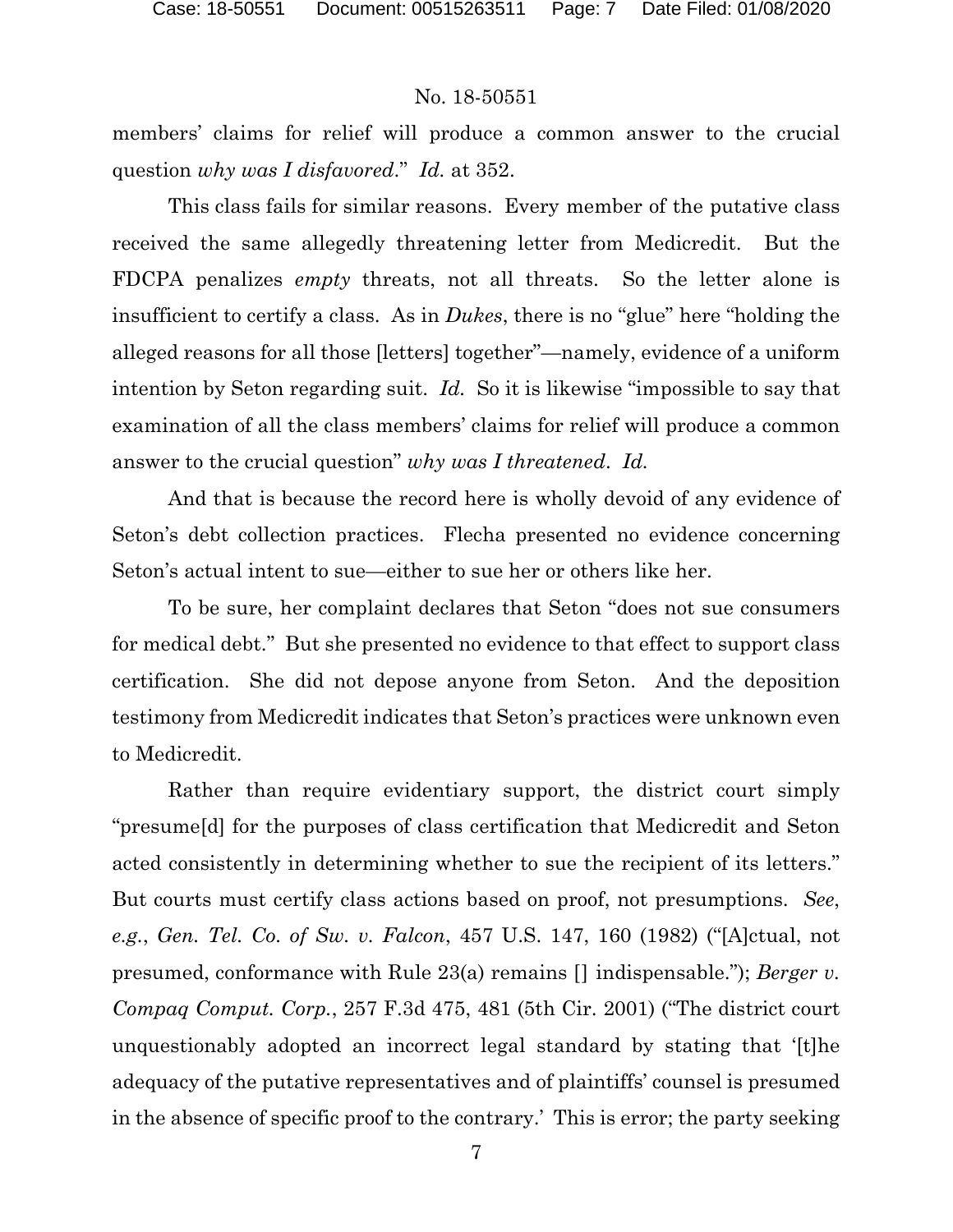members' claims for relief will produce a common answer to the crucial question *why was I disfavored*." *Id.* at 352.

This class fails for similar reasons. Every member of the putative class received the same allegedly threatening letter from Medicredit. But the FDCPA penalizes *empty* threats, not all threats. So the letter alone is insufficient to certify a class. As in *Dukes*, there is no "glue" here "holding the alleged reasons for all those [letters] together"—namely, evidence of a uniform intention by Seton regarding suit. *Id.* So it is likewise "impossible to say that examination of all the class members' claims for relief will produce a common answer to the crucial question" *why was I threatened*. *Id.*

And that is because the record here is wholly devoid of any evidence of Seton's debt collection practices. Flecha presented no evidence concerning Seton's actual intent to sue—either to sue her or others like her.

To be sure, her complaint declares that Seton "does not sue consumers for medical debt." But she presented no evidence to that effect to support class certification. She did not depose anyone from Seton. And the deposition testimony from Medicredit indicates that Seton's practices were unknown even to Medicredit.

Rather than require evidentiary support, the district court simply "presume[d] for the purposes of class certification that Medicredit and Seton acted consistently in determining whether to sue the recipient of its letters." But courts must certify class actions based on proof, not presumptions. *See, e.g.*, *Gen. Tel. Co. of Sw. v. Falcon*, 457 U.S. 147, 160 (1982) ("[A]ctual, not presumed, conformance with Rule 23(a) remains [] indispensable."); *Berger v. Compaq Comput. Corp.*, 257 F.3d 475, 481 (5th Cir. 2001) ("The district court unquestionably adopted an incorrect legal standard by stating that '[t]he adequacy of the putative representatives and of plaintiffs' counsel is presumed in the absence of specific proof to the contrary.' This is error; the party seeking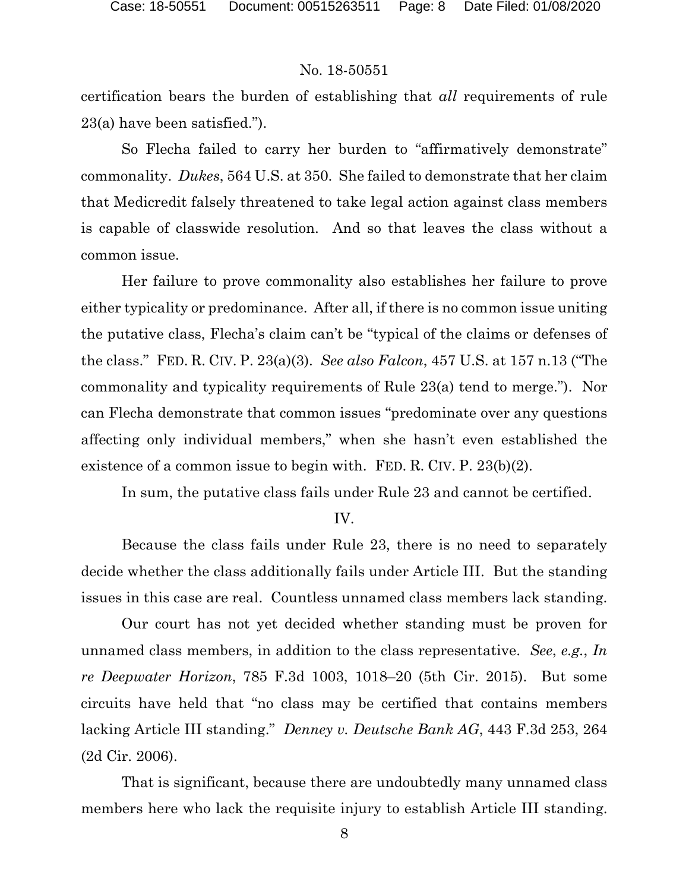certification bears the burden of establishing that *all* requirements of rule 23(a) have been satisfied.").

So Flecha failed to carry her burden to "affirmatively demonstrate" commonality. *Dukes*, 564 U.S. at 350. She failed to demonstrate that her claim that Medicredit falsely threatened to take legal action against class members is capable of classwide resolution. And so that leaves the class without a common issue.

Her failure to prove commonality also establishes her failure to prove either typicality or predominance. After all, if there is no common issue uniting the putative class, Flecha's claim can't be "typical of the claims or defenses of the class." FED. R. CIV. P. 23(a)(3). *See also Falcon*, 457 U.S. at 157 n.13 ("The commonality and typicality requirements of Rule 23(a) tend to merge."). Nor can Flecha demonstrate that common issues "predominate over any questions affecting only individual members," when she hasn't even established the existence of a common issue to begin with. FED. R. CIV. P. 23(b)(2).

In sum, the putative class fails under Rule 23 and cannot be certified.

## IV.

Because the class fails under Rule 23, there is no need to separately decide whether the class additionally fails under Article III. But the standing issues in this case are real. Countless unnamed class members lack standing.

Our court has not yet decided whether standing must be proven for unnamed class members, in addition to the class representative. *See*, *e.g.*, *In re Deepwater Horizon*, 785 F.3d 1003, 1018–20 (5th Cir. 2015). But some circuits have held that "no class may be certified that contains members lacking Article III standing." *Denney v. Deutsche Bank AG*, 443 F.3d 253, 264 (2d Cir. 2006).

That is significant, because there are undoubtedly many unnamed class members here who lack the requisite injury to establish Article III standing.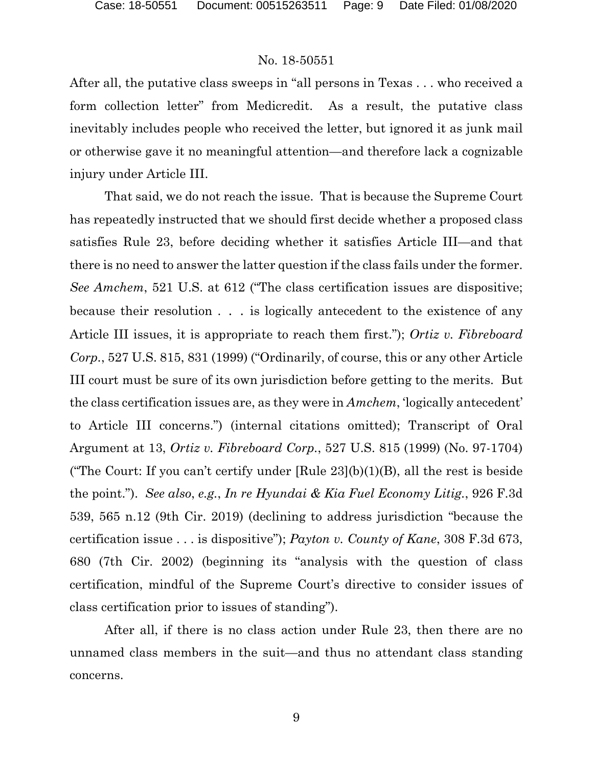After all, the putative class sweeps in "all persons in Texas . . . who received a form collection letter" from Medicredit. As a result, the putative class inevitably includes people who received the letter, but ignored it as junk mail or otherwise gave it no meaningful attention—and therefore lack a cognizable injury under Article III.

That said, we do not reach the issue. That is because the Supreme Court has repeatedly instructed that we should first decide whether a proposed class satisfies Rule 23, before deciding whether it satisfies Article III—and that there is no need to answer the latter question if the class fails under the former. *See Amchem*, 521 U.S. at 612 ("The class certification issues are dispositive; because their resolution . . . is logically antecedent to the existence of any Article III issues, it is appropriate to reach them first."); *Ortiz v. Fibreboard Corp.*, 527 U.S. 815, 831 (1999) ("Ordinarily, of course, this or any other Article III court must be sure of its own jurisdiction before getting to the merits. But the class certification issues are, as they were in *Amchem*, 'logically antecedent' to Article III concerns.") (internal citations omitted); Transcript of Oral Argument at 13, *Ortiz v. Fibreboard Corp.*, 527 U.S. 815 (1999) (No. 97-1704) ("The Court: If you can't certify under [Rule 23](b)(1)(B), all the rest is beside the point."). *See also*, *e.g.*, *In re Hyundai & Kia Fuel Economy Litig.*, 926 F.3d 539, 565 n.12 (9th Cir. 2019) (declining to address jurisdiction "because the certification issue . . . is dispositive"); *Payton v. County of Kane*, 308 F.3d 673, 680 (7th Cir. 2002) (beginning its "analysis with the question of class certification, mindful of the Supreme Court's directive to consider issues of class certification prior to issues of standing").

After all, if there is no class action under Rule 23, then there are no unnamed class members in the suit—and thus no attendant class standing concerns.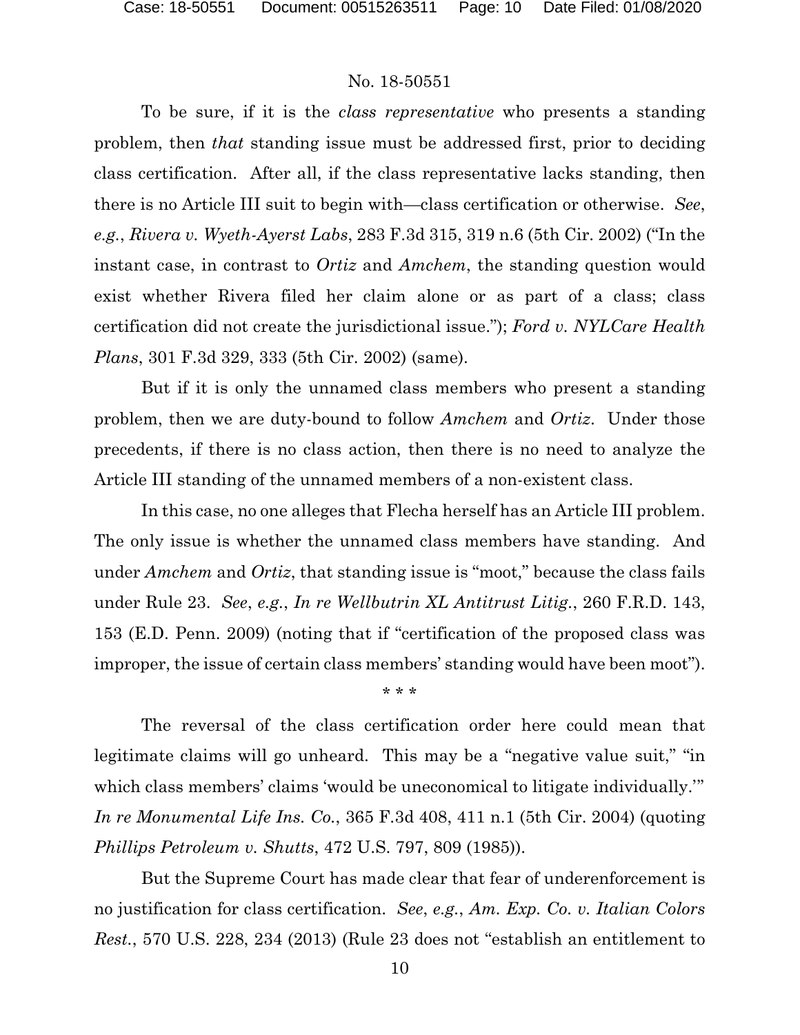To be sure, if it is the *class representative* who presents a standing problem, then *that* standing issue must be addressed first, prior to deciding class certification. After all, if the class representative lacks standing, then there is no Article III suit to begin with—class certification or otherwise. *See*, *e.g.*, *Rivera v. Wyeth-Ayerst Labs*, 283 F.3d 315, 319 n.6 (5th Cir. 2002) ("In the instant case, in contrast to *Ortiz* and *Amchem*, the standing question would exist whether Rivera filed her claim alone or as part of a class; class certification did not create the jurisdictional issue."); *Ford v. NYLCare Health Plans*, 301 F.3d 329, 333 (5th Cir. 2002) (same).

But if it is only the unnamed class members who present a standing problem, then we are duty-bound to follow *Amchem* and *Ortiz*. Under those precedents, if there is no class action, then there is no need to analyze the Article III standing of the unnamed members of a non-existent class.

In this case, no one alleges that Flecha herself has an Article III problem. The only issue is whether the unnamed class members have standing. And under *Amchem* and *Ortiz*, that standing issue is "moot," because the class fails under Rule 23. *See*, *e.g.*, *In re Wellbutrin XL Antitrust Litig.*, 260 F.R.D. 143, 153 (E.D. Penn. 2009) (noting that if "certification of the proposed class was improper, the issue of certain class members' standing would have been moot").

\* \* \*

The reversal of the class certification order here could mean that legitimate claims will go unheard. This may be a "negative value suit," "in which class members' claims 'would be uneconomical to litigate individually.'" *In re Monumental Life Ins. Co.*, 365 F.3d 408, 411 n.1 (5th Cir. 2004) (quoting *Phillips Petroleum v. Shutts*, 472 U.S. 797, 809 (1985)).

But the Supreme Court has made clear that fear of underenforcement is no justification for class certification. *See*, *e.g.*, *Am. Exp. Co. v. Italian Colors Rest.*, 570 U.S. 228, 234 (2013) (Rule 23 does not "establish an entitlement to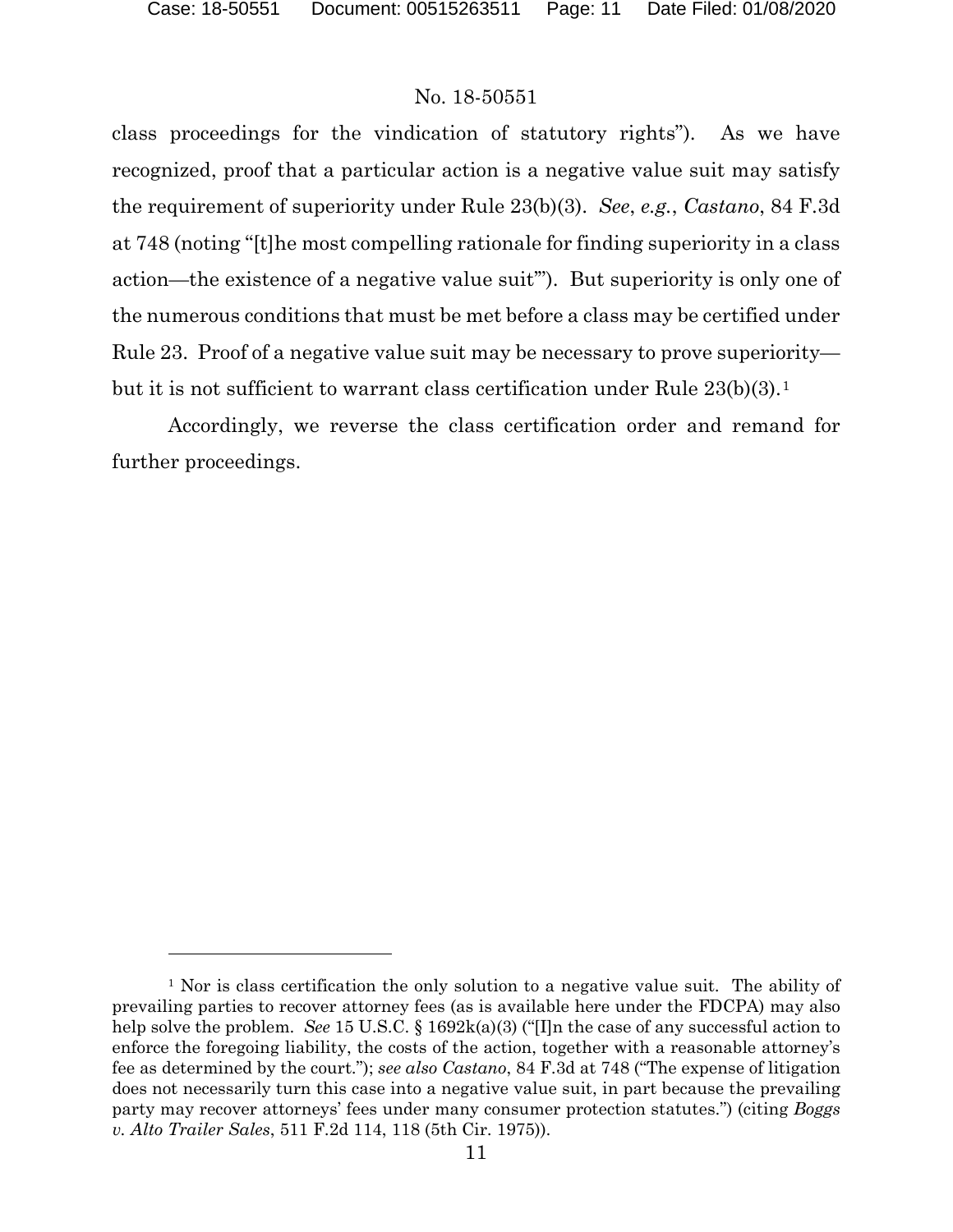class proceedings for the vindication of statutory rights"). As we have recognized, proof that a particular action is a negative value suit may satisfy the requirement of superiority under Rule 23(b)(3). *See*, *e.g.*, *Castano*, 84 F.3d at 748 (noting "[t]he most compelling rationale for finding superiority in a class action—the existence of a negative value suit'"). But superiority is only one of the numerous conditions that must be met before a class may be certified under Rule 23. Proof of a negative value suit may be necessary to prove superiority—but it is not sufficient to warrant class certification under Rule 23(b)(3).[1]

Accordingly, we reverse the class certification order and remand for further proceedings.

---

[1] Nor is class certification the only solution to a negative value suit. The ability of prevailing parties to recover attorney fees (as is available here under the FDCPA) may also help solve the problem. *See* 15 U.S.C. § 1692k(a)(3) ("[I]n the case of any successful action to enforce the foregoing liability, the costs of the action, together with a reasonable attorney's fee as determined by the court."); *see also Castano*, 84 F.3d at 748 ("The expense of litigation does not necessarily turn this case into a negative value suit, in part because the prevailing party may recover attorneys' fees under many consumer protection statutes.") (citing *Boggs v. Alto Trailer Sales*, 511 F.2d 114, 118 (5th Cir. 1975)).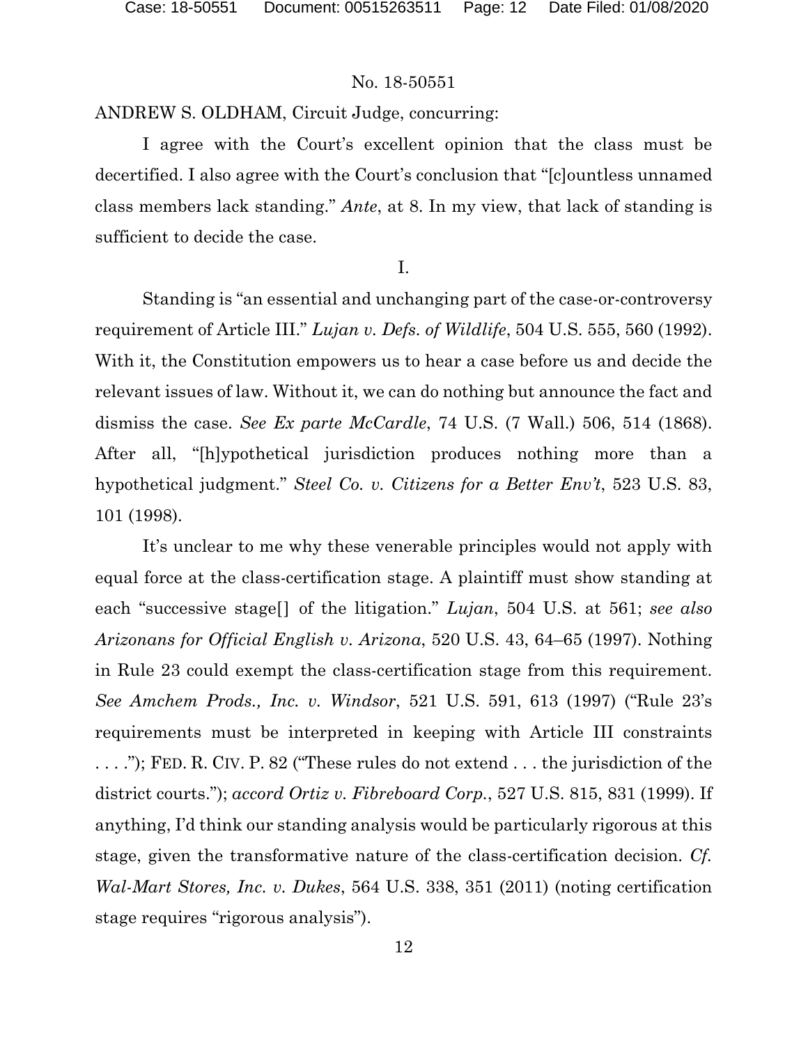No. 18-50551

ANDREW S. OLDHAM, Circuit Judge, concurring:

I agree with the Court's excellent opinion that the class must be decertified. I also agree with the Court's conclusion that "[c]ountless unnamed class members lack standing." *Ante*, at 8. In my view, that lack of standing is sufficient to decide the case.

I.

Standing is "an essential and unchanging part of the case-or-controversy requirement of Article III." *Lujan v. Defs. of Wildlife*, 504 U.S. 555, 560 (1992). With it, the Constitution empowers us to hear a case before us and decide the relevant issues of law. Without it, we can do nothing but announce the fact and dismiss the case. *See Ex parte McCardle*, 74 U.S. (7 Wall.) 506, 514 (1868). After all, "[h]ypothetical jurisdiction produces nothing more than a hypothetical judgment." *Steel Co. v. Citizens for a Better Env't*, 523 U.S. 83, 101 (1998).

It's unclear to me why these venerable principles would not apply with equal force at the class-certification stage. A plaintiff must show standing at each "successive stage[] of the litigation." *Lujan*, 504 U.S. at 561; *see also Arizonans for Official English v. Arizona*, 520 U.S. 43, 64–65 (1997). Nothing in Rule 23 could exempt the class-certification stage from this requirement. *See Amchem Prods., Inc. v. Windsor*, 521 U.S. 591, 613 (1997) ("Rule 23's requirements must be interpreted in keeping with Article III constraints . . . ."); FED. R. CIV. P. 82 ("These rules do not extend . . . the jurisdiction of the district courts."); *accord Ortiz v. Fibreboard Corp.*, 527 U.S. 815, 831 (1999). If anything, I'd think our standing analysis would be particularly rigorous at this stage, given the transformative nature of the class-certification decision. *Cf. Wal-Mart Stores, Inc. v. Dukes*, 564 U.S. 338, 351 (2011) (noting certification stage requires "rigorous analysis").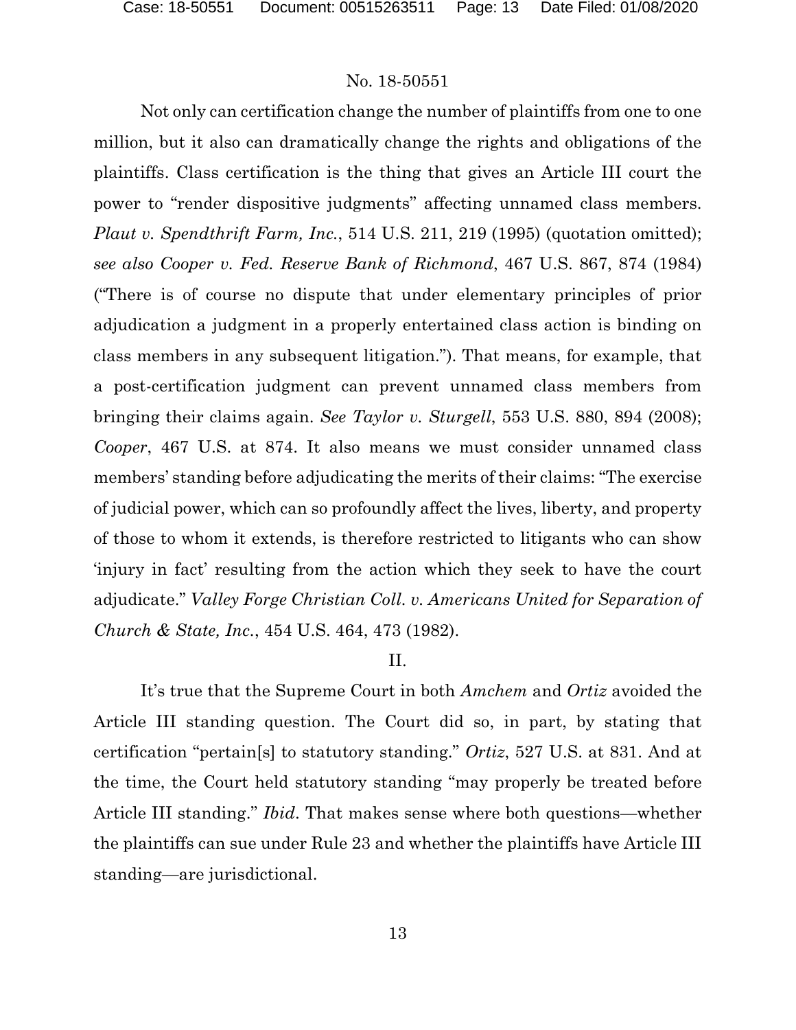Not only can certification change the number of plaintiffs from one to one million, but it also can dramatically change the rights and obligations of the plaintiffs. Class certification is the thing that gives an Article III court the power to "render dispositive judgments" affecting unnamed class members. *Plaut v. Spendthrift Farm, Inc.*, 514 U.S. 211, 219 (1995) (quotation omitted); *see also Cooper v. Fed. Reserve Bank of Richmond*, 467 U.S. 867, 874 (1984) ("There is of course no dispute that under elementary principles of prior adjudication a judgment in a properly entertained class action is binding on class members in any subsequent litigation."). That means, for example, that a post-certification judgment can prevent unnamed class members from bringing their claims again. *See Taylor v. Sturgell*, 553 U.S. 880, 894 (2008); *Cooper*, 467 U.S. at 874. It also means we must consider unnamed class members' standing before adjudicating the merits of their claims: "The exercise of judicial power, which can so profoundly affect the lives, liberty, and property of those to whom it extends, is therefore restricted to litigants who can show 'injury in fact' resulting from the action which they seek to have the court adjudicate." *Valley Forge Christian Coll. v. Americans United for Separation of Church & State, Inc.*, 454 U.S. 464, 473 (1982).

## II.

It's true that the Supreme Court in both *Amchem* and *Ortiz* avoided the Article III standing question. The Court did so, in part, by stating that certification "pertain[s] to statutory standing." *Ortiz*, 527 U.S. at 831. And at the time, the Court held statutory standing "may properly be treated before Article III standing." *Ibid*. That makes sense where both questions—whether the plaintiffs can sue under Rule 23 and whether the plaintiffs have Article III standing—are jurisdictional.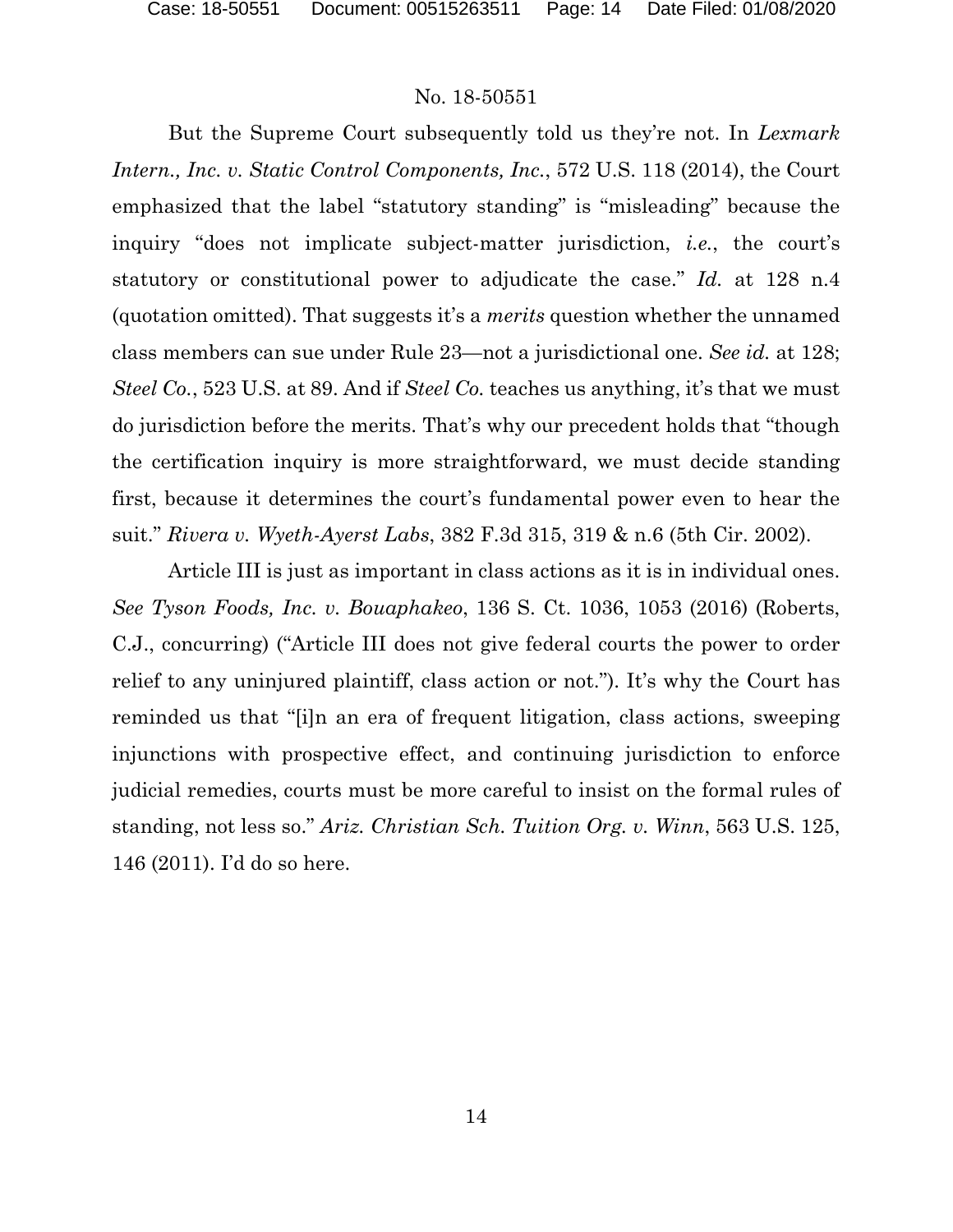But the Supreme Court subsequently told us they're not. In *Lexmark Intern., Inc. v. Static Control Components, Inc.*, 572 U.S. 118 (2014), the Court emphasized that the label "statutory standing" is "misleading" because the inquiry "does not implicate subject-matter jurisdiction, *i.e.*, the court's statutory or constitutional power to adjudicate the case." *Id.* at 128 n.4 (quotation omitted). That suggests it's a *merits* question whether the unnamed class members can sue under Rule 23—not a jurisdictional one. *See id.* at 128; *Steel Co.*, 523 U.S. at 89. And if *Steel Co.* teaches us anything, it's that we must do jurisdiction before the merits. That's why our precedent holds that "though the certification inquiry is more straightforward, we must decide standing first, because it determines the court's fundamental power even to hear the suit." *Rivera v. Wyeth-Ayerst Labs*, 382 F.3d 315, 319 & n.6 (5th Cir. 2002).

Article III is just as important in class actions as it is in individual ones. *See Tyson Foods, Inc. v. Bouaphakeo*, 136 S. Ct. 1036, 1053 (2016) (Roberts, C.J., concurring) ("Article III does not give federal courts the power to order relief to any uninjured plaintiff, class action or not."). It's why the Court has reminded us that "[i]n an era of frequent litigation, class actions, sweeping injunctions with prospective effect, and continuing jurisdiction to enforce judicial remedies, courts must be more careful to insist on the formal rules of standing, not less so." *Ariz. Christian Sch. Tuition Org. v. Winn*, 563 U.S. 125, 146 (2011). I'd do so here.